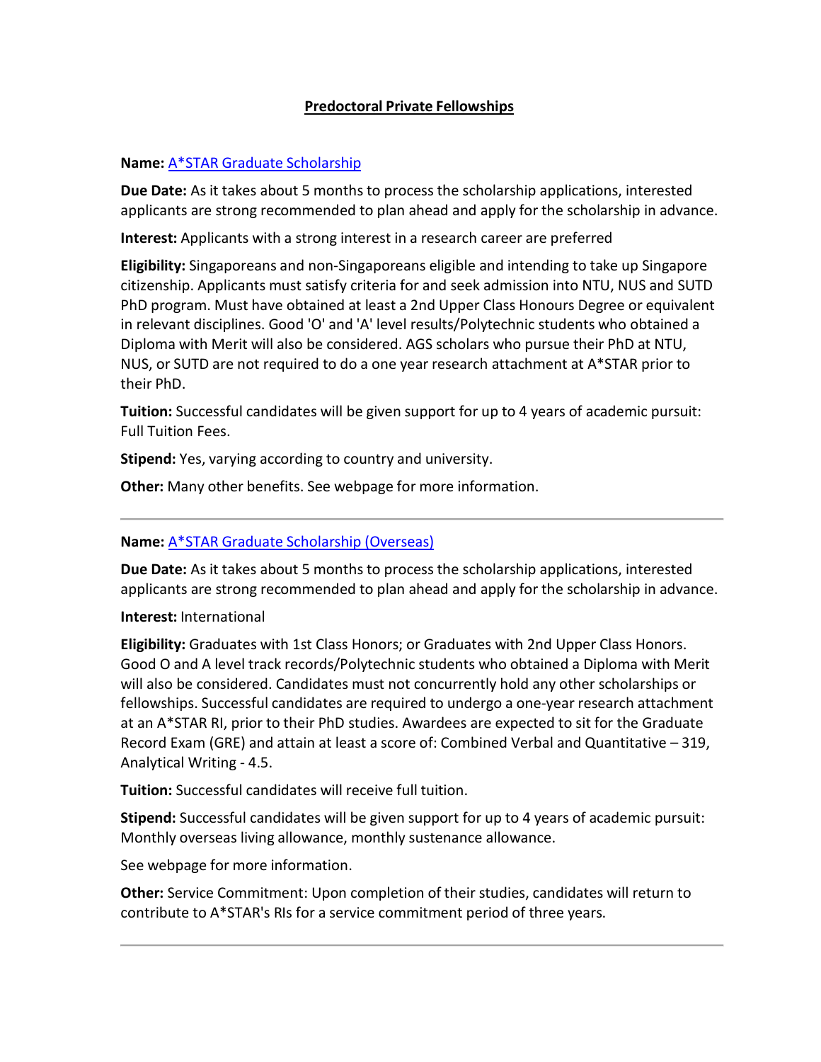# Predoctoral Private Fellowships

**Name:** A*STAR Graduate Scholarship

**Due Date:** As it takes about 5 months to process the scholarship applications, interested applicants are strong recommended to plan ahead and apply for the scholarship in advance.

**Interest:** Applicants with a strong interest in a research career are preferred

**Eligibility:** Singaporeans and non-Singaporeans eligible and intending to take up Singapore citizenship. Applicants must satisfy criteria for and seek admission into NTU, NUS and SUTD PhD program. Must have obtained at least a 2nd Upper Class Honours Degree or equivalent in relevant disciplines. Good 'O' and 'A' level results/Polytechnic students who obtained a Diploma with Merit will also be considered. AGS scholars who pursue their PhD at NTU, NUS, or SUTD are not required to do a one year research attachment at A*STAR prior to their PhD.

**Tuition:** Successful candidates will be given support for up to 4 years of academic pursuit: Full Tuition Fees.

**Stipend:** Yes, varying according to country and university.

**Other:** Many other benefits. See webpage for more information.

---

**Name:** A*STAR Graduate Scholarship (Overseas)

**Due Date:** As it takes about 5 months to process the scholarship applications, interested applicants are strong recommended to plan ahead and apply for the scholarship in advance.

**Interest:** International

**Eligibility:** Graduates with 1st Class Honors; or Graduates with 2nd Upper Class Honors. Good O and A level track records/Polytechnic students who obtained a Diploma with Merit will also be considered. Candidates must not concurrently hold any other scholarships or fellowships. Successful candidates are required to undergo a one-year research attachment at an A*STAR RI, prior to their PhD studies. Awardees are expected to sit for the Graduate Record Exam (GRE) and attain at least a score of: Combined Verbal and Quantitative – 319, Analytical Writing - 4.5.

**Tuition:** Successful candidates will receive full tuition.

**Stipend:** Successful candidates will be given support for up to 4 years of academic pursuit: Monthly overseas living allowance, monthly sustenance allowance.

See webpage for more information.

**Other:** Service Commitment: Upon completion of their studies, candidates will return to contribute to A*STAR's RIs for a service commitment period of three years.

---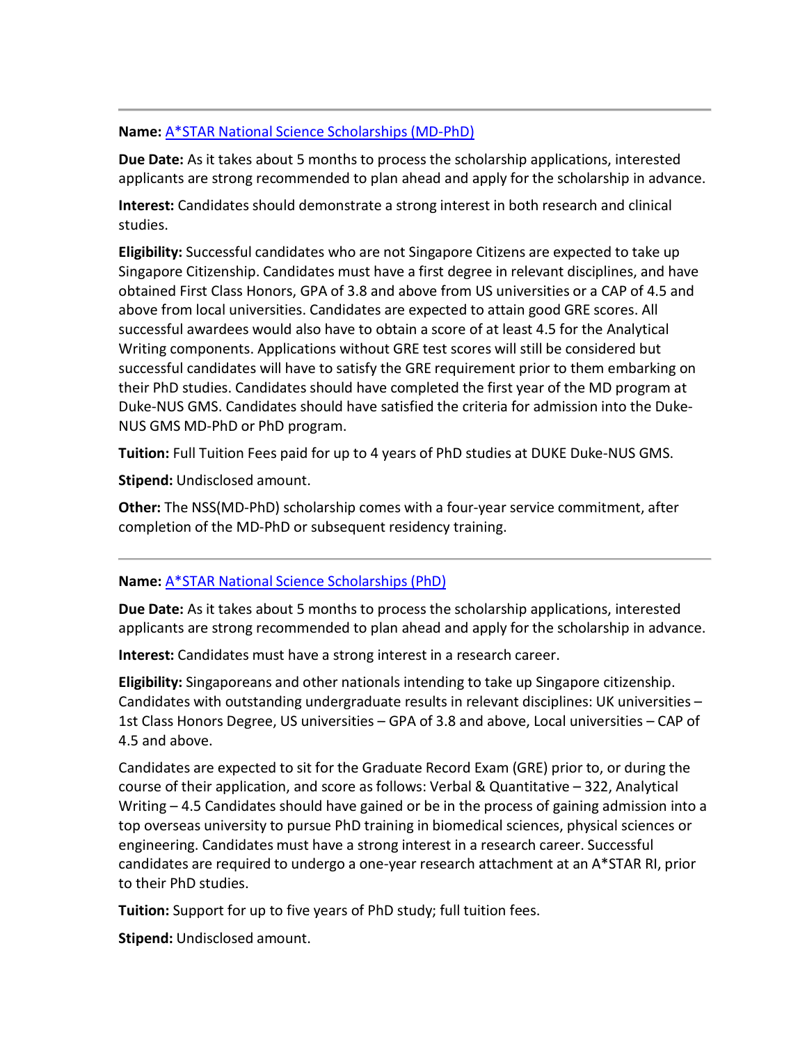---

**Name:** A*STAR National Science Scholarships (MD-PhD)

**Due Date:** As it takes about 5 months to process the scholarship applications, interested applicants are strong recommended to plan ahead and apply for the scholarship in advance.

**Interest:** Candidates should demonstrate a strong interest in both research and clinical studies.

**Eligibility:** Successful candidates who are not Singapore Citizens are expected to take up Singapore Citizenship. Candidates must have a first degree in relevant disciplines, and have obtained First Class Honors, GPA of 3.8 and above from US universities or a CAP of 4.5 and above from local universities. Candidates are expected to attain good GRE scores. All successful awardees would also have to obtain a score of at least 4.5 for the Analytical Writing components. Applications without GRE test scores will still be considered but successful candidates will have to satisfy the GRE requirement prior to them embarking on their PhD studies. Candidates should have completed the first year of the MD program at Duke-NUS GMS. Candidates should have satisfied the criteria for admission into the Duke-NUS GMS MD-PhD or PhD program.

**Tuition:** Full Tuition Fees paid for up to 4 years of PhD studies at DUKE Duke-NUS GMS.

**Stipend:** Undisclosed amount.

**Other:** The NSS(MD-PhD) scholarship comes with a four-year service commitment, after completion of the MD-PhD or subsequent residency training.

---

**Name:** A*STAR National Science Scholarships (PhD)

**Due Date:** As it takes about 5 months to process the scholarship applications, interested applicants are strong recommended to plan ahead and apply for the scholarship in advance.

**Interest:** Candidates must have a strong interest in a research career.

**Eligibility:** Singaporeans and other nationals intending to take up Singapore citizenship. Candidates with outstanding undergraduate results in relevant disciplines: UK universities – 1st Class Honors Degree, US universities – GPA of 3.8 and above, Local universities – CAP of 4.5 and above.

Candidates are expected to sit for the Graduate Record Exam (GRE) prior to, or during the course of their application, and score as follows: Verbal & Quantitative – 322, Analytical Writing – 4.5 Candidates should have gained or be in the process of gaining admission into a top overseas university to pursue PhD training in biomedical sciences, physical sciences or engineering. Candidates must have a strong interest in a research career. Successful candidates are required to undergo a one-year research attachment at an A*STAR RI, prior to their PhD studies.

**Tuition:** Support for up to five years of PhD study; full tuition fees.

**Stipend:** Undisclosed amount.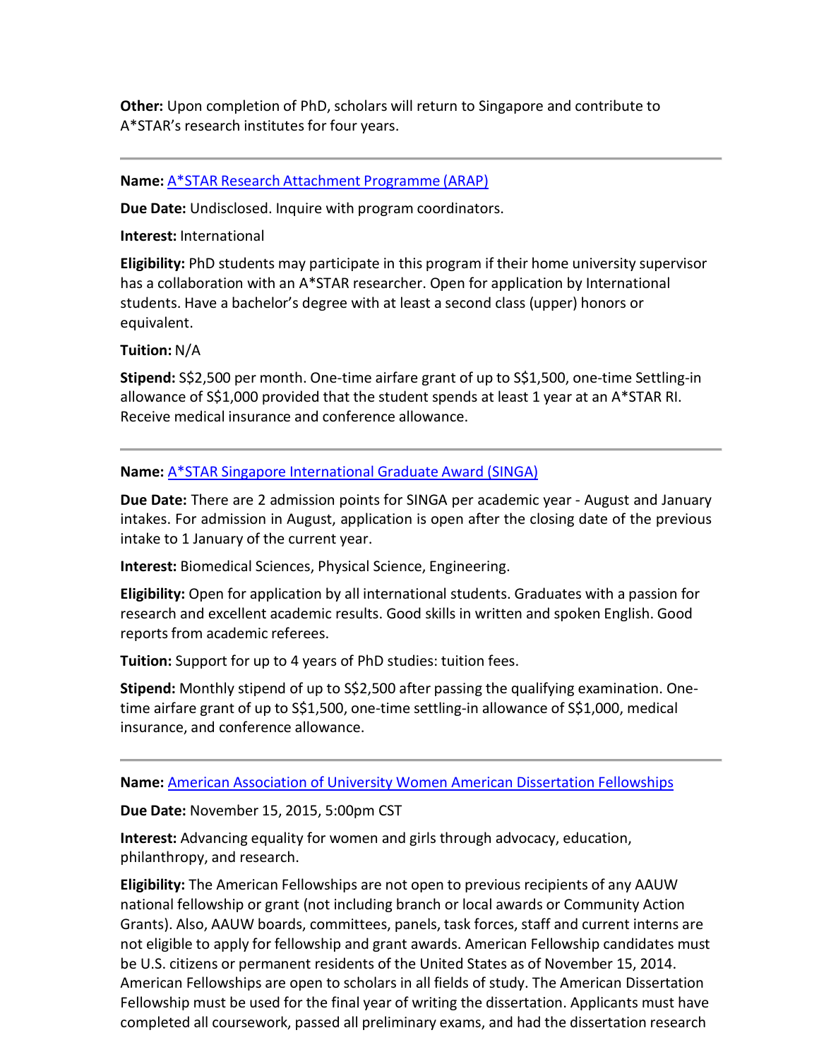**Other:** Upon completion of PhD, scholars will return to Singapore and contribute to A*STAR's research institutes for four years.

---

**Name:** A*STAR Research Attachment Programme (ARAP)

**Due Date:** Undisclosed. Inquire with program coordinators.

**Interest:** International

**Eligibility:** PhD students may participate in this program if their home university supervisor has a collaboration with an A*STAR researcher. Open for application by International students. Have a bachelor's degree with at least a second class (upper) honors or equivalent.

**Tuition:** N/A

**Stipend:** S$2,500 per month. One-time airfare grant of up to S$1,500, one-time Settling-in allowance of S$1,000 provided that the student spends at least 1 year at an A*STAR RI. Receive medical insurance and conference allowance.

---

**Name:** A*STAR Singapore International Graduate Award (SINGA)

**Due Date:** There are 2 admission points for SINGA per academic year - August and January intakes. For admission in August, application is open after the closing date of the previous intake to 1 January of the current year.

**Interest:** Biomedical Sciences, Physical Science, Engineering.

**Eligibility:** Open for application by all international students. Graduates with a passion for research and excellent academic results. Good skills in written and spoken English. Good reports from academic referees.

**Tuition:** Support for up to 4 years of PhD studies: tuition fees.

**Stipend:** Monthly stipend of up to S$2,500 after passing the qualifying examination. One-time airfare grant of up to S$1,500, one-time settling-in allowance of S$1,000, medical insurance, and conference allowance.

---

**Name:** American Association of University Women American Dissertation Fellowships

**Due Date:** November 15, 2015, 5:00pm CST

**Interest:** Advancing equality for women and girls through advocacy, education, philanthropy, and research.

**Eligibility:** The American Fellowships are not open to previous recipients of any AAUW national fellowship or grant (not including branch or local awards or Community Action Grants). Also, AAUW boards, committees, panels, task forces, staff and current interns are not eligible to apply for fellowship and grant awards. American Fellowship candidates must be U.S. citizens or permanent residents of the United States as of November 15, 2014. American Fellowships are open to scholars in all fields of study. The American Dissertation Fellowship must be used for the final year of writing the dissertation. Applicants must have completed all coursework, passed all preliminary exams, and had the dissertation research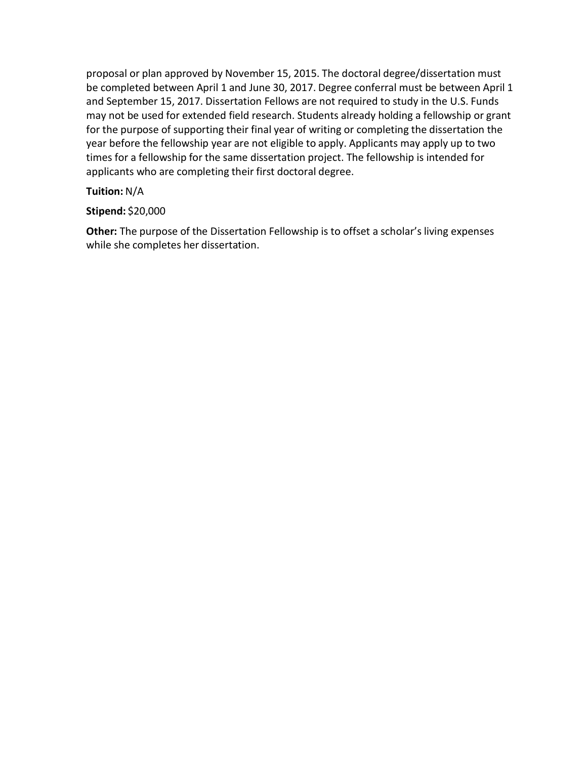proposal or plan approved by November 15, 2015. The doctoral degree/dissertation must be completed between April 1 and June 30, 2017. Degree conferral must be between April 1 and September 15, 2017. Dissertation Fellows are not required to study in the U.S. Funds may not be used for extended field research. Students already holding a fellowship or grant for the purpose of supporting their final year of writing or completing the dissertation the year before the fellowship year are not eligible to apply. Applicants may apply up to two times for a fellowship for the same dissertation project. The fellowship is intended for applicants who are completing their first doctoral degree.

**Tuition:** N/A

**Stipend:** $20,000

**Other:** The purpose of the Dissertation Fellowship is to offset a scholar's living expenses while she completes her dissertation.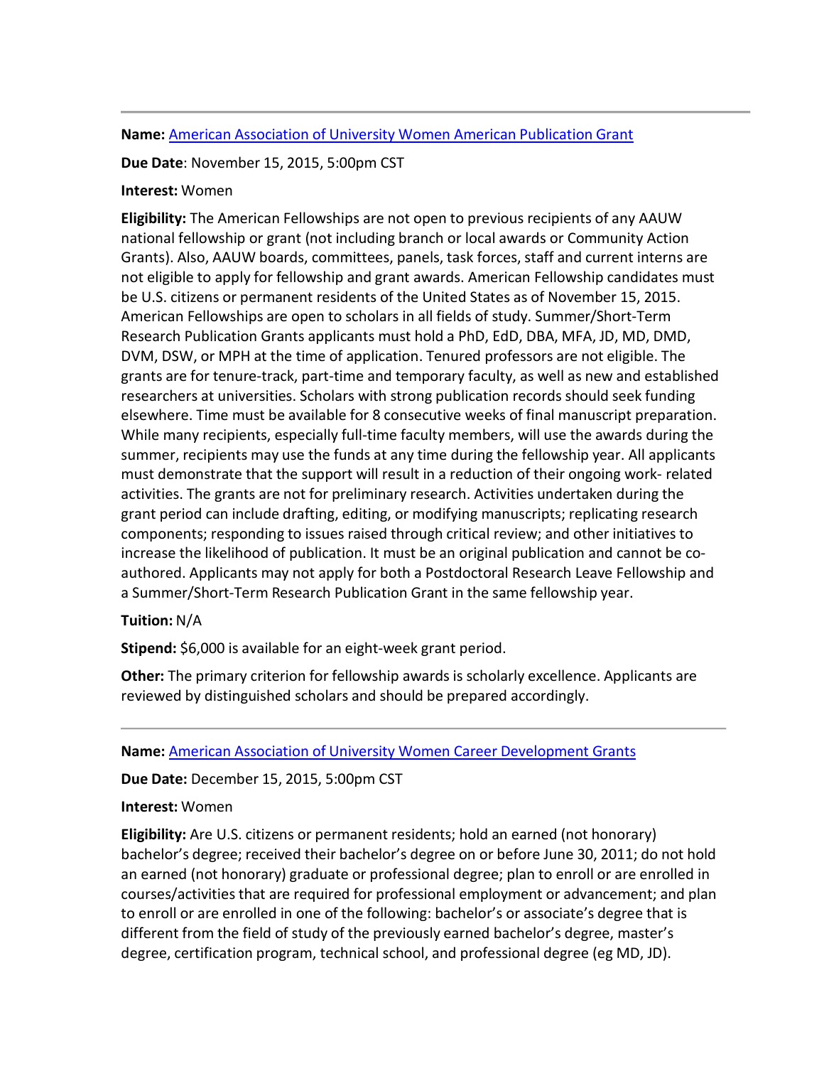---

**Name:** [American Association of University Women American Publication Grant]()

**Due Date**: November 15, 2015, 5:00pm CST

**Interest:** Women

**Eligibility:** The American Fellowships are not open to previous recipients of any AAUW national fellowship or grant (not including branch or local awards or Community Action Grants). Also, AAUW boards, committees, panels, task forces, staff and current interns are not eligible to apply for fellowship and grant awards. American Fellowship candidates must be U.S. citizens or permanent residents of the United States as of November 15, 2015. American Fellowships are open to scholars in all fields of study. Summer/Short-Term Research Publication Grants applicants must hold a PhD, EdD, DBA, MFA, JD, MD, DMD, DVM, DSW, or MPH at the time of application. Tenured professors are not eligible. The grants are for tenure-track, part-time and temporary faculty, as well as new and established researchers at universities. Scholars with strong publication records should seek funding elsewhere. Time must be available for 8 consecutive weeks of final manuscript preparation. While many recipients, especially full-time faculty members, will use the awards during the summer, recipients may use the funds at any time during the fellowship year. All applicants must demonstrate that the support will result in a reduction of their ongoing work- related activities. The grants are not for preliminary research. Activities undertaken during the grant period can include drafting, editing, or modifying manuscripts; replicating research components; responding to issues raised through critical review; and other initiatives to increase the likelihood of publication. It must be an original publication and cannot be co-authored. Applicants may not apply for both a Postdoctoral Research Leave Fellowship and a Summer/Short-Term Research Publication Grant in the same fellowship year.

**Tuition:** N/A

**Stipend:** $6,000 is available for an eight-week grant period.

**Other:** The primary criterion for fellowship awards is scholarly excellence. Applicants are reviewed by distinguished scholars and should be prepared accordingly.

---

**Name:** [American Association of University Women Career Development Grants]()

**Due Date:** December 15, 2015, 5:00pm CST

**Interest:** Women

**Eligibility:** Are U.S. citizens or permanent residents; hold an earned (not honorary) bachelor's degree; received their bachelor's degree on or before June 30, 2011; do not hold an earned (not honorary) graduate or professional degree; plan to enroll or are enrolled in courses/activities that are required for professional employment or advancement; and plan to enroll or are enrolled in one of the following: bachelor's or associate's degree that is different from the field of study of the previously earned bachelor's degree, master's degree, certification program, technical school, and professional degree (eg MD, JD).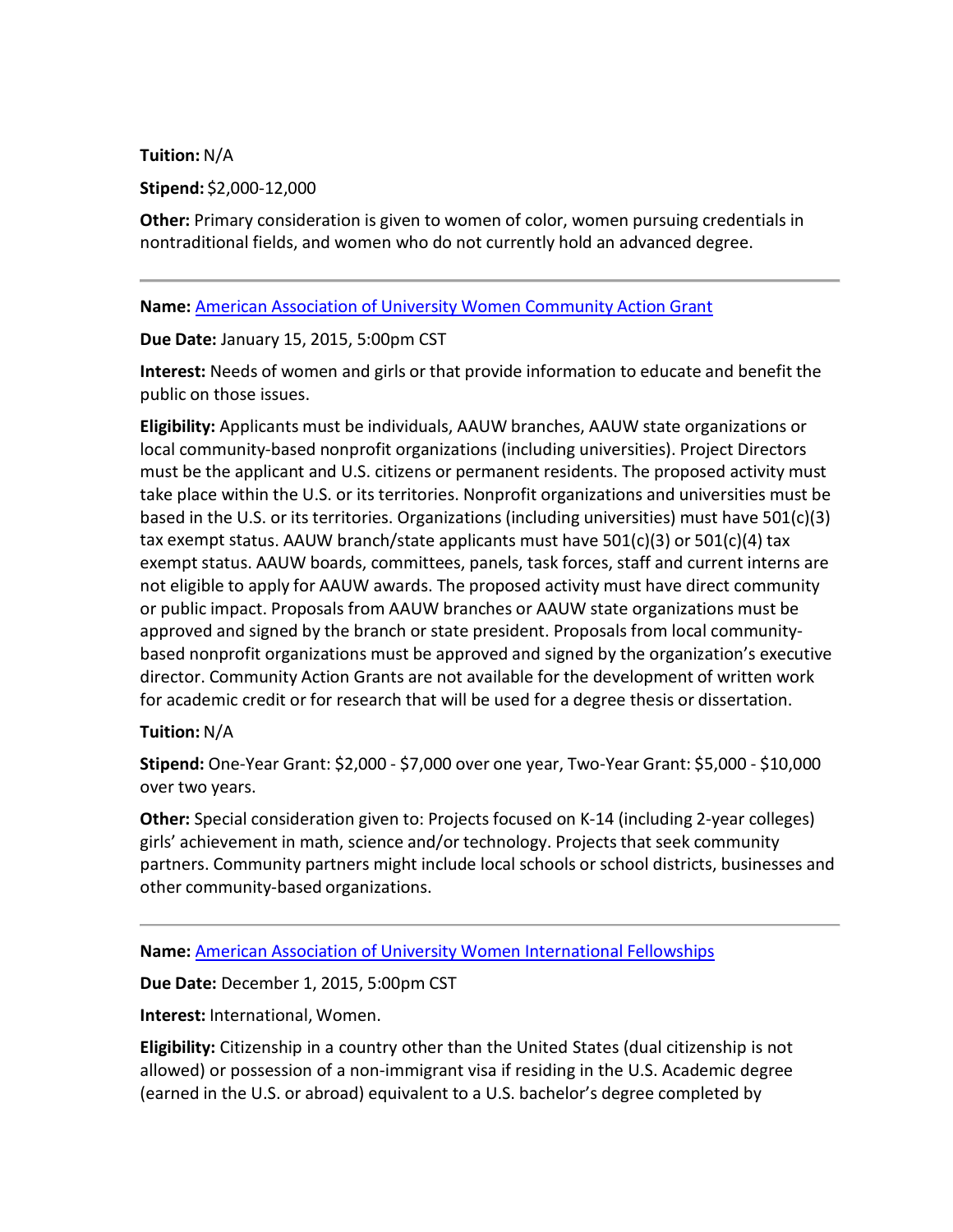**Tuition:** N/A

**Stipend:** $2,000-12,000

**Other:** Primary consideration is given to women of color, women pursuing credentials in nontraditional fields, and women who do not currently hold an advanced degree.

---

**Name:** [American Association of University Women Community Action Grant]()

**Due Date:** January 15, 2015, 5:00pm CST

**Interest:** Needs of women and girls or that provide information to educate and benefit the public on those issues.

**Eligibility:** Applicants must be individuals, AAUW branches, AAUW state organizations or local community-based nonprofit organizations (including universities). Project Directors must be the applicant and U.S. citizens or permanent residents. The proposed activity must take place within the U.S. or its territories. Nonprofit organizations and universities must be based in the U.S. or its territories. Organizations (including universities) must have 501(c)(3) tax exempt status. AAUW branch/state applicants must have 501(c)(3) or 501(c)(4) tax exempt status. AAUW boards, committees, panels, task forces, staff and current interns are not eligible to apply for AAUW awards. The proposed activity must have direct community or public impact. Proposals from AAUW branches or AAUW state organizations must be approved and signed by the branch or state president. Proposals from local community-based nonprofit organizations must be approved and signed by the organization's executive director. Community Action Grants are not available for the development of written work for academic credit or for research that will be used for a degree thesis or dissertation.

**Tuition:** N/A

**Stipend:** One-Year Grant: $2,000 - $7,000 over one year, Two-Year Grant: $5,000 - $10,000 over two years.

**Other:** Special consideration given to: Projects focused on K-14 (including 2-year colleges) girls' achievement in math, science and/or technology. Projects that seek community partners. Community partners might include local schools or school districts, businesses and other community-based organizations.

---

**Name:** [American Association of University Women International Fellowships]()

**Due Date:** December 1, 2015, 5:00pm CST

**Interest:** International, Women.

**Eligibility:** Citizenship in a country other than the United States (dual citizenship is not allowed) or possession of a non-immigrant visa if residing in the U.S. Academic degree (earned in the U.S. or abroad) equivalent to a U.S. bachelor's degree completed by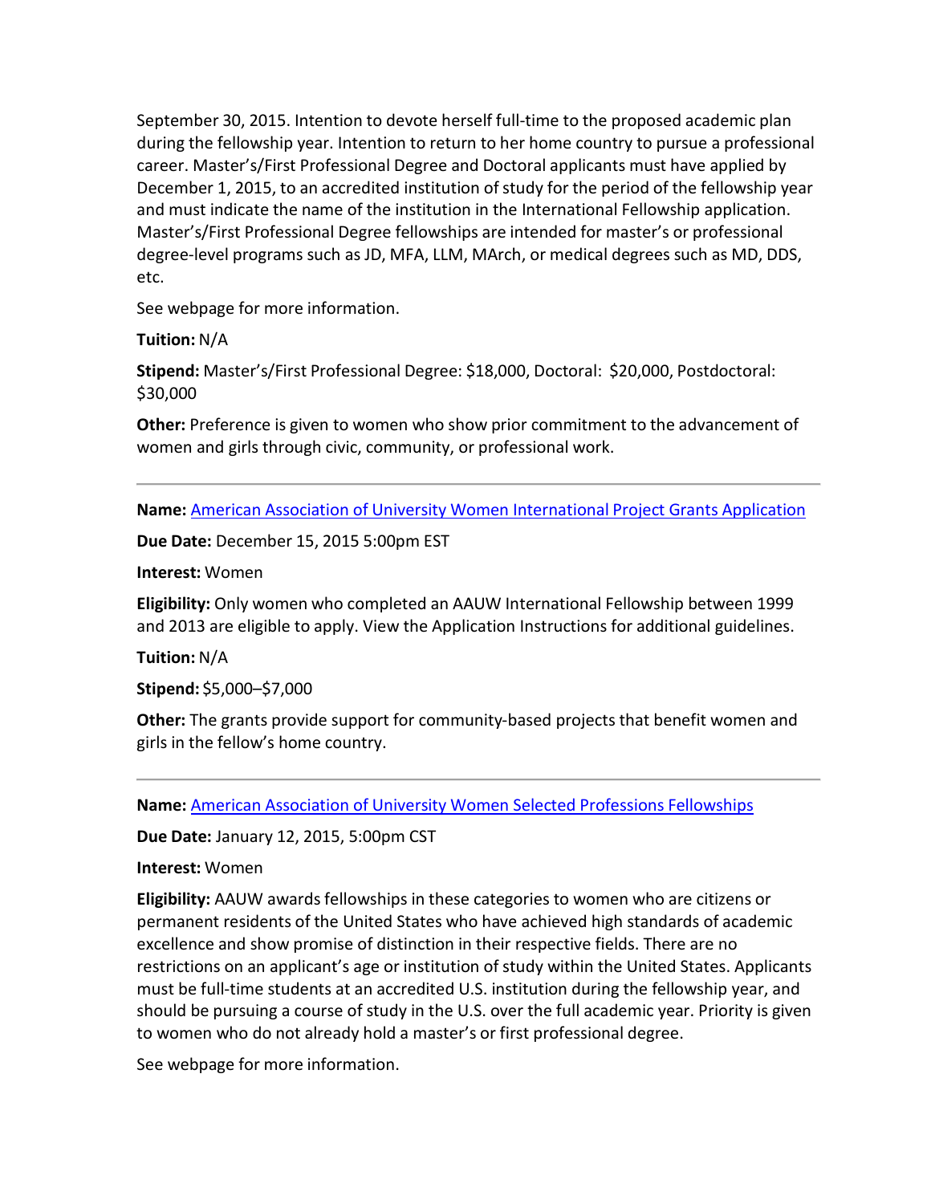September 30, 2015. Intention to devote herself full-time to the proposed academic plan during the fellowship year. Intention to return to her home country to pursue a professional career. Master's/First Professional Degree and Doctoral applicants must have applied by December 1, 2015, to an accredited institution of study for the period of the fellowship year and must indicate the name of the institution in the International Fellowship application. Master's/First Professional Degree fellowships are intended for master's or professional degree-level programs such as JD, MFA, LLM, MArch, or medical degrees such as MD, DDS, etc.

See webpage for more information.

**Tuition:** N/A

**Stipend:** Master's/First Professional Degree: $18,000, Doctoral: $20,000, Postdoctoral: $30,000

**Other:** Preference is given to women who show prior commitment to the advancement of women and girls through civic, community, or professional work.

---

**Name:** American Association of University Women International Project Grants Application

**Due Date:** December 15, 2015 5:00pm EST

**Interest:** Women

**Eligibility:** Only women who completed an AAUW International Fellowship between 1999 and 2013 are eligible to apply. View the Application Instructions for additional guidelines.

**Tuition:** N/A

**Stipend:** $5,000–$7,000

**Other:** The grants provide support for community-based projects that benefit women and girls in the fellow's home country.

---

**Name:** American Association of University Women Selected Professions Fellowships

**Due Date:** January 12, 2015, 5:00pm CST

**Interest:** Women

**Eligibility:** AAUW awards fellowships in these categories to women who are citizens or permanent residents of the United States who have achieved high standards of academic excellence and show promise of distinction in their respective fields. There are no restrictions on an applicant's age or institution of study within the United States. Applicants must be full-time students at an accredited U.S. institution during the fellowship year, and should be pursuing a course of study in the U.S. over the full academic year. Priority is given to women who do not already hold a master's or first professional degree.

See webpage for more information.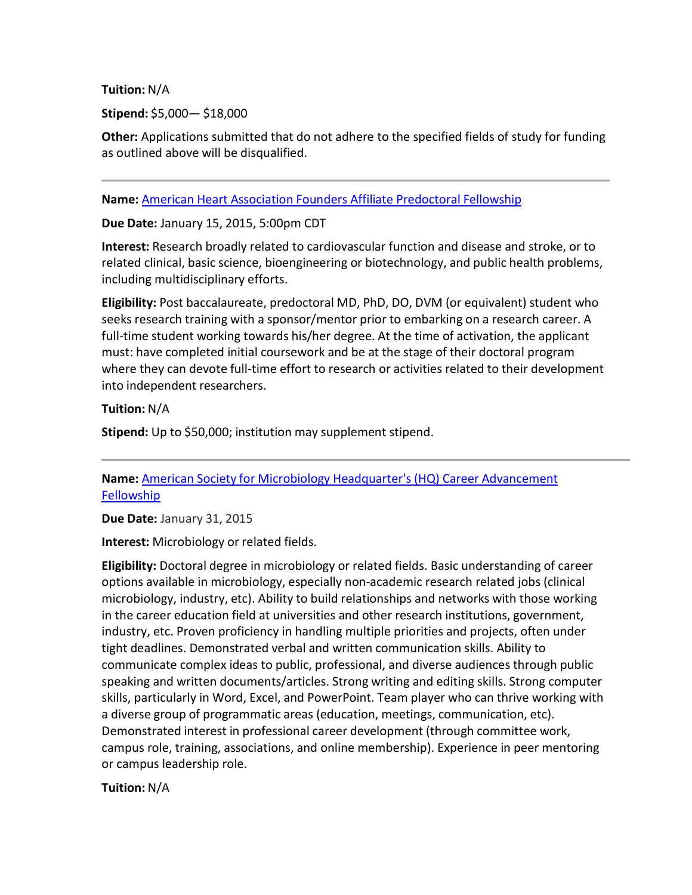**Tuition:** N/A

**Stipend:** $5,000— $18,000

**Other:** Applications submitted that do not adhere to the specified fields of study for funding as outlined above will be disqualified.

---

**Name:** American Heart Association Founders Affiliate Predoctoral Fellowship

**Due Date:** January 15, 2015, 5:00pm CDT

**Interest:** Research broadly related to cardiovascular function and disease and stroke, or to related clinical, basic science, bioengineering or biotechnology, and public health problems, including multidisciplinary efforts.

**Eligibility:** Post baccalaureate, predoctoral MD, PhD, DO, DVM (or equivalent) student who seeks research training with a sponsor/mentor prior to embarking on a research career. A full-time student working towards his/her degree. At the time of activation, the applicant must: have completed initial coursework and be at the stage of their doctoral program where they can devote full-time effort to research or activities related to their development into independent researchers.

**Tuition:** N/A

**Stipend:** Up to $50,000; institution may supplement stipend.

---

**Name:** American Society for Microbiology Headquarter's (HQ) Career Advancement Fellowship

**Due Date:** January 31, 2015

**Interest:** Microbiology or related fields.

**Eligibility:** Doctoral degree in microbiology or related fields. Basic understanding of career options available in microbiology, especially non-academic research related jobs (clinical microbiology, industry, etc). Ability to build relationships and networks with those working in the career education field at universities and other research institutions, government, industry, etc. Proven proficiency in handling multiple priorities and projects, often under tight deadlines. Demonstrated verbal and written communication skills. Ability to communicate complex ideas to public, professional, and diverse audiences through public speaking and written documents/articles. Strong writing and editing skills. Strong computer skills, particularly in Word, Excel, and PowerPoint. Team player who can thrive working with a diverse group of programmatic areas (education, meetings, communication, etc). Demonstrated interest in professional career development (through committee work, campus role, training, associations, and online membership). Experience in peer mentoring or campus leadership role.

**Tuition:** N/A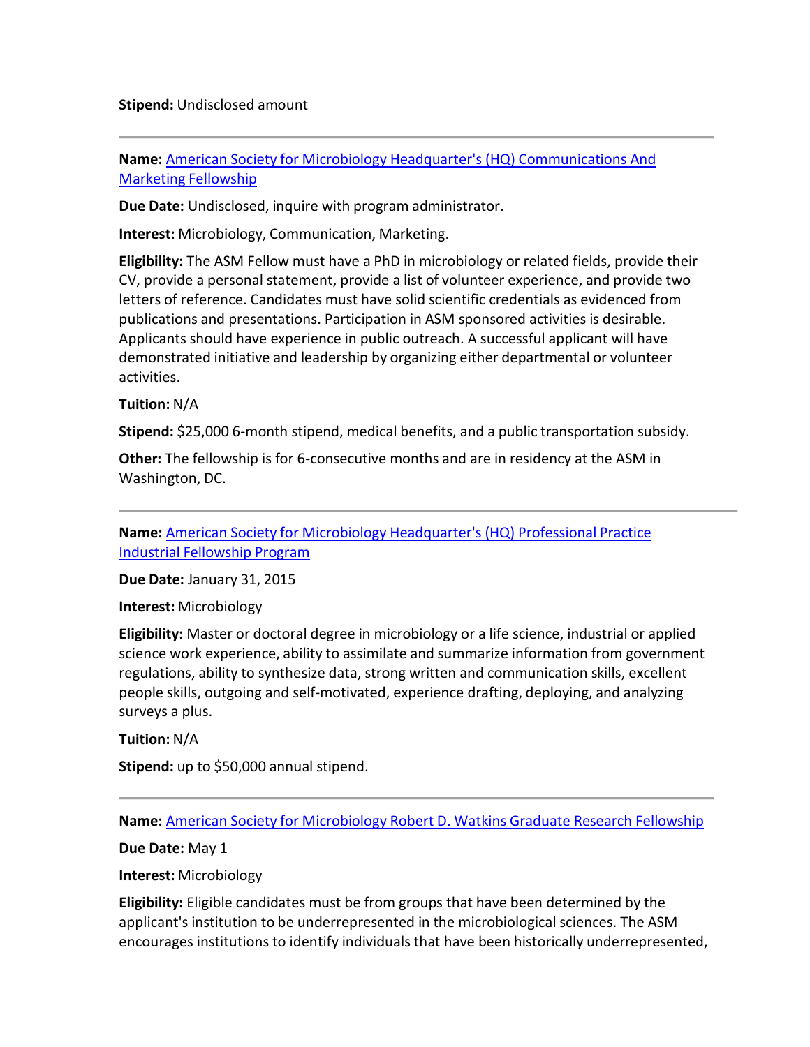**Stipend:** Undisclosed amount

---

**Name:** [American Society for Microbiology Headquarter's (HQ) Communications And Marketing Fellowship]()

**Due Date:** Undisclosed, inquire with program administrator.

**Interest:** Microbiology, Communication, Marketing.

**Eligibility:** The ASM Fellow must have a PhD in microbiology or related fields, provide their CV, provide a personal statement, provide a list of volunteer experience, and provide two letters of reference. Candidates must have solid scientific credentials as evidenced from publications and presentations. Participation in ASM sponsored activities is desirable. Applicants should have experience in public outreach. A successful applicant will have demonstrated initiative and leadership by organizing either departmental or volunteer activities.

**Tuition:** N/A

**Stipend:** $25,000 6-month stipend, medical benefits, and a public transportation subsidy.

**Other:** The fellowship is for 6-consecutive months and are in residency at the ASM in Washington, DC.

---

**Name:** [American Society for Microbiology Headquarter's (HQ) Professional Practice Industrial Fellowship Program]()

**Due Date:** January 31, 2015

**Interest:** Microbiology

**Eligibility:** Master or doctoral degree in microbiology or a life science, industrial or applied science work experience, ability to assimilate and summarize information from government regulations, ability to synthesize data, strong written and communication skills, excellent people skills, outgoing and self-motivated, experience drafting, deploying, and analyzing surveys a plus.

**Tuition:** N/A

**Stipend:** up to $50,000 annual stipend.

---

**Name:** [American Society for Microbiology Robert D. Watkins Graduate Research Fellowship]()

**Due Date:** May 1

**Interest:** Microbiology

**Eligibility:** Eligible candidates must be from groups that have been determined by the applicant's institution to be underrepresented in the microbiological sciences. The ASM encourages institutions to identify individuals that have been historically underrepresented,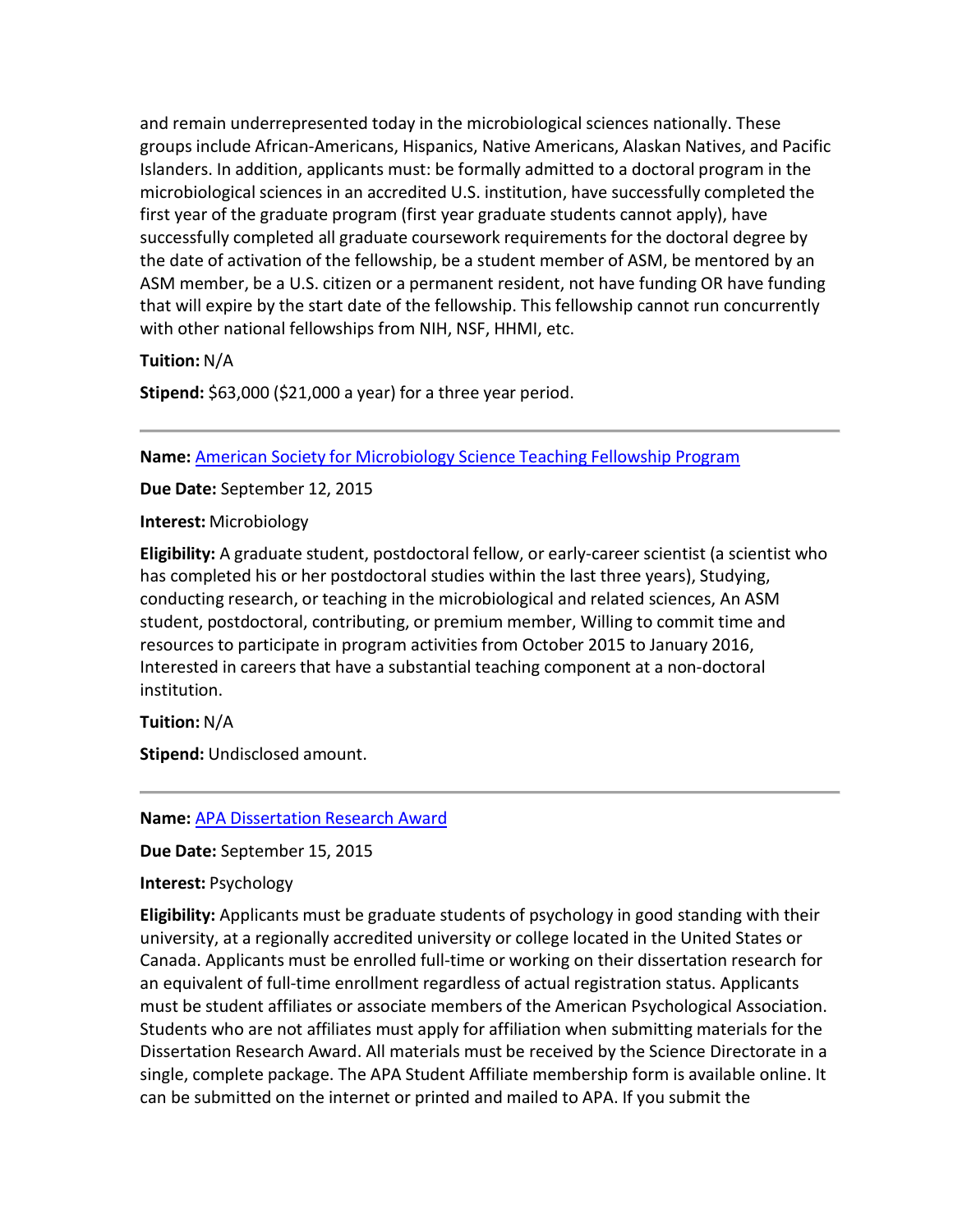and remain underrepresented today in the microbiological sciences nationally. These groups include African-Americans, Hispanics, Native Americans, Alaskan Natives, and Pacific Islanders. In addition, applicants must: be formally admitted to a doctoral program in the microbiological sciences in an accredited U.S. institution, have successfully completed the first year of the graduate program (first year graduate students cannot apply), have successfully completed all graduate coursework requirements for the doctoral degree by the date of activation of the fellowship, be a student member of ASM, be mentored by an ASM member, be a U.S. citizen or a permanent resident, not have funding OR have funding that will expire by the start date of the fellowship. This fellowship cannot run concurrently with other national fellowships from NIH, NSF, HHMI, etc.

**Tuition:** N/A

**Stipend:** $63,000 ($21,000 a year) for a three year period.

---

**Name:** [American Society for Microbiology Science Teaching Fellowship Program]()

**Due Date:** September 12, 2015

**Interest:** Microbiology

**Eligibility:** A graduate student, postdoctoral fellow, or early-career scientist (a scientist who has completed his or her postdoctoral studies within the last three years), Studying, conducting research, or teaching in the microbiological and related sciences, An ASM student, postdoctoral, contributing, or premium member, Willing to commit time and resources to participate in program activities from October 2015 to January 2016, Interested in careers that have a substantial teaching component at a non-doctoral institution.

**Tuition:** N/A

**Stipend:** Undisclosed amount.

---

**Name:** [APA Dissertation Research Award]()

**Due Date:** September 15, 2015

**Interest:** Psychology

**Eligibility:** Applicants must be graduate students of psychology in good standing with their university, at a regionally accredited university or college located in the United States or Canada. Applicants must be enrolled full-time or working on their dissertation research for an equivalent of full-time enrollment regardless of actual registration status. Applicants must be student affiliates or associate members of the American Psychological Association. Students who are not affiliates must apply for affiliation when submitting materials for the Dissertation Research Award. All materials must be received by the Science Directorate in a single, complete package. The APA Student Affiliate membership form is available online. It can be submitted on the internet or printed and mailed to APA. If you submit the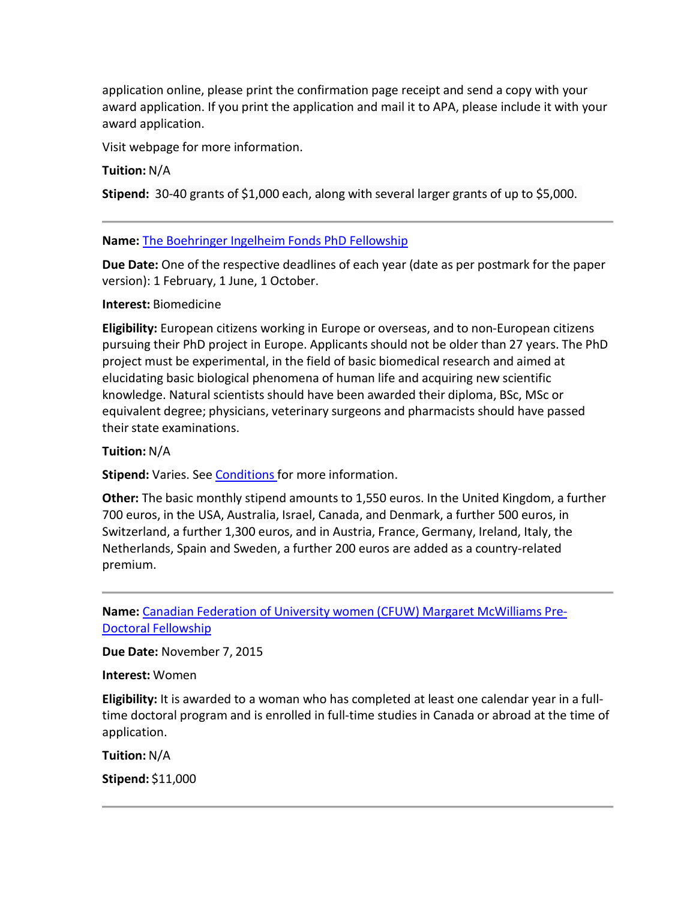application online, please print the confirmation page receipt and send a copy with your award application. If you print the application and mail it to APA, please include it with your award application.

Visit webpage for more information.

**Tuition:** N/A

**Stipend:** 30-40 grants of $1,000 each, along with several larger grants of up to $5,000.

---

**Name:** [The Boehringer Ingelheim Fonds PhD Fellowship]()

**Due Date:** One of the respective deadlines of each year (date as per postmark for the paper version): 1 February, 1 June, 1 October.

**Interest:** Biomedicine

**Eligibility:** European citizens working in Europe or overseas, and to non-European citizens pursuing their PhD project in Europe. Applicants should not be older than 27 years. The PhD project must be experimental, in the field of basic biomedical research and aimed at elucidating basic biological phenomena of human life and acquiring new scientific knowledge. Natural scientists should have been awarded their diploma, BSc, MSc or equivalent degree; physicians, veterinary surgeons and pharmacists should have passed their state examinations.

**Tuition:** N/A

**Stipend:** Varies. See [Conditions]() for more information.

**Other:** The basic monthly stipend amounts to 1,550 euros. In the United Kingdom, a further 700 euros, in the USA, Australia, Israel, Canada, and Denmark, a further 500 euros, in Switzerland, a further 1,300 euros, and in Austria, France, Germany, Ireland, Italy, the Netherlands, Spain and Sweden, a further 200 euros are added as a country-related premium.

---

**Name:** [Canadian Federation of University women (CFUW) Margaret McWilliams Pre-Doctoral Fellowship]()

**Due Date:** November 7, 2015

**Interest:** Women

**Eligibility:** It is awarded to a woman who has completed at least one calendar year in a full-time doctoral program and is enrolled in full-time studies in Canada or abroad at the time of application.

**Tuition:** N/A

**Stipend:** $11,000

---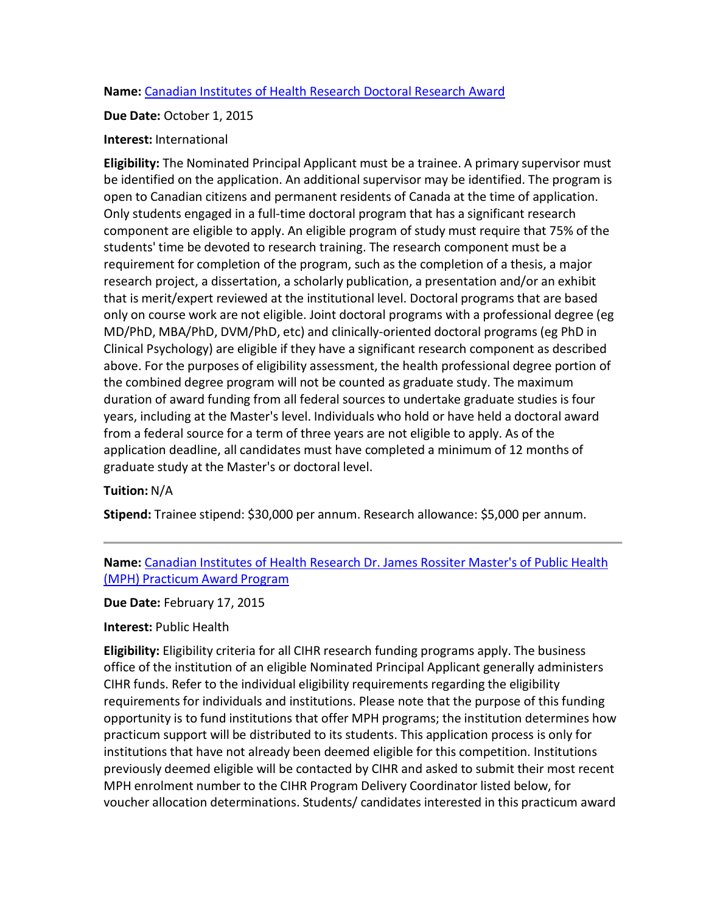**Name:** [Canadian Institutes of Health Research Doctoral Research Award]()

**Due Date:** October 1, 2015

**Interest:** International

**Eligibility:** The Nominated Principal Applicant must be a trainee. A primary supervisor must be identified on the application. An additional supervisor may be identified. The program is open to Canadian citizens and permanent residents of Canada at the time of application. Only students engaged in a full-time doctoral program that has a significant research component are eligible to apply. An eligible program of study must require that 75% of the students' time be devoted to research training. The research component must be a requirement for completion of the program, such as the completion of a thesis, a major research project, a dissertation, a scholarly publication, a presentation and/or an exhibit that is merit/expert reviewed at the institutional level. Doctoral programs that are based only on course work are not eligible. Joint doctoral programs with a professional degree (eg MD/PhD, MBA/PhD, DVM/PhD, etc) and clinically-oriented doctoral programs (eg PhD in Clinical Psychology) are eligible if they have a significant research component as described above. For the purposes of eligibility assessment, the health professional degree portion of the combined degree program will not be counted as graduate study. The maximum duration of award funding from all federal sources to undertake graduate studies is four years, including at the Master's level. Individuals who hold or have held a doctoral award from a federal source for a term of three years are not eligible to apply. As of the application deadline, all candidates must have completed a minimum of 12 months of graduate study at the Master's or doctoral level.

**Tuition:** N/A

**Stipend:** Trainee stipend: $30,000 per annum. Research allowance: $5,000 per annum.

---

**Name:** [Canadian Institutes of Health Research Dr. James Rossiter Master's of Public Health (MPH) Practicum Award Program]()

**Due Date:** February 17, 2015

**Interest:** Public Health

**Eligibility:** Eligibility criteria for all CIHR research funding programs apply. The business office of the institution of an eligible Nominated Principal Applicant generally administers CIHR funds. Refer to the individual eligibility requirements regarding the eligibility requirements for individuals and institutions. Please note that the purpose of this funding opportunity is to fund institutions that offer MPH programs; the institution determines how practicum support will be distributed to its students. This application process is only for institutions that have not already been deemed eligible for this competition. Institutions previously deemed eligible will be contacted by CIHR and asked to submit their most recent MPH enrolment number to the CIHR Program Delivery Coordinator listed below, for voucher allocation determinations. Students/ candidates interested in this practicum award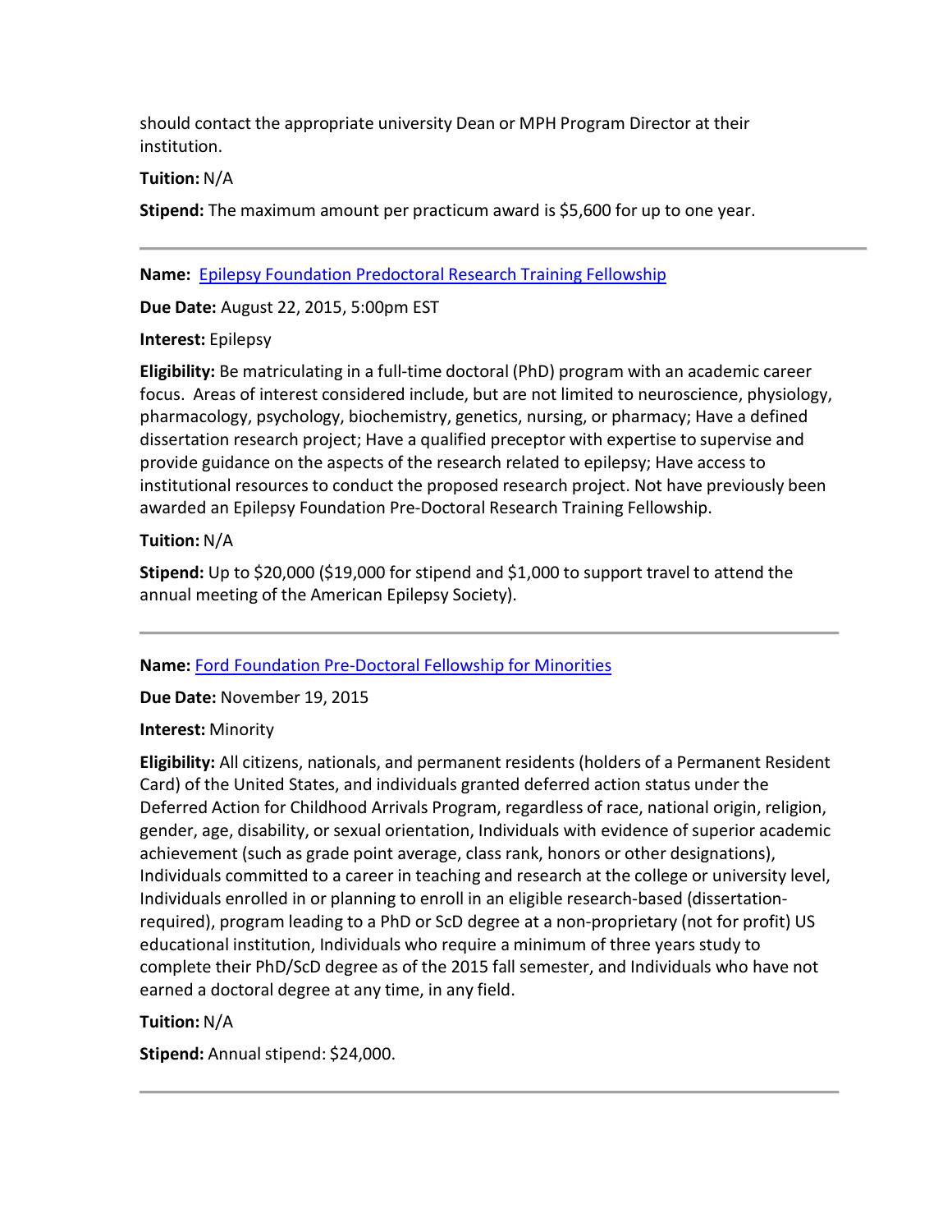should contact the appropriate university Dean or MPH Program Director at their institution.

**Tuition:** N/A

**Stipend:** The maximum amount per practicum award is $5,600 for up to one year.

---

**Name:** Epilepsy Foundation Predoctoral Research Training Fellowship

**Due Date:** August 22, 2015, 5:00pm EST

**Interest:** Epilepsy

**Eligibility:** Be matriculating in a full-time doctoral (PhD) program with an academic career focus. Areas of interest considered include, but are not limited to neuroscience, physiology, pharmacology, psychology, biochemistry, genetics, nursing, or pharmacy; Have a defined dissertation research project; Have a qualified preceptor with expertise to supervise and provide guidance on the aspects of the research related to epilepsy; Have access to institutional resources to conduct the proposed research project. Not have previously been awarded an Epilepsy Foundation Pre-Doctoral Research Training Fellowship.

**Tuition:** N/A

**Stipend:** Up to $20,000 ($19,000 for stipend and $1,000 to support travel to attend the annual meeting of the American Epilepsy Society).

---

**Name:** Ford Foundation Pre-Doctoral Fellowship for Minorities

**Due Date:** November 19, 2015

**Interest:** Minority

**Eligibility:** All citizens, nationals, and permanent residents (holders of a Permanent Resident Card) of the United States, and individuals granted deferred action status under the Deferred Action for Childhood Arrivals Program, regardless of race, national origin, religion, gender, age, disability, or sexual orientation, Individuals with evidence of superior academic achievement (such as grade point average, class rank, honors or other designations), Individuals committed to a career in teaching and research at the college or university level, Individuals enrolled in or planning to enroll in an eligible research-based (dissertation-required), program leading to a PhD or ScD degree at a non-proprietary (not for profit) US educational institution, Individuals who require a minimum of three years study to complete their PhD/ScD degree as of the 2015 fall semester, and Individuals who have not earned a doctoral degree at any time, in any field.

**Tuition:** N/A

**Stipend:** Annual stipend: $24,000.

---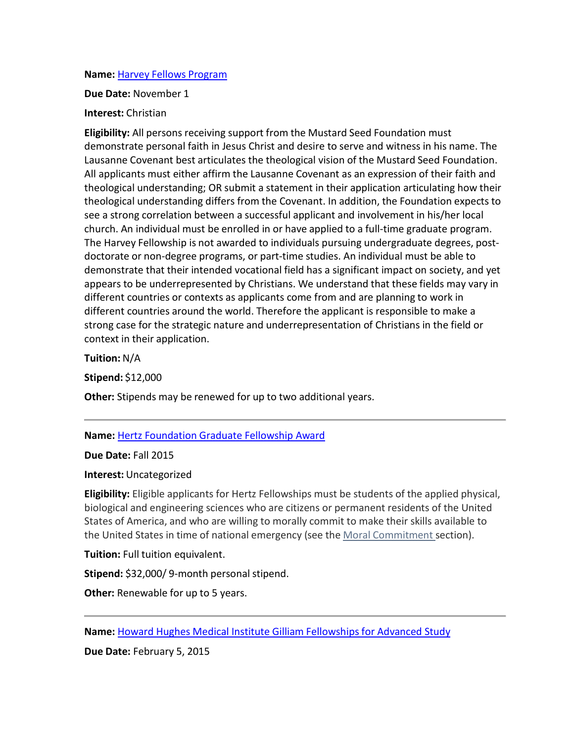**Name:** Harvey Fellows Program

**Due Date:** November 1

**Interest:** Christian

**Eligibility:** All persons receiving support from the Mustard Seed Foundation must demonstrate personal faith in Jesus Christ and desire to serve and witness in his name. The Lausanne Covenant best articulates the theological vision of the Mustard Seed Foundation. All applicants must either affirm the Lausanne Covenant as an expression of their faith and theological understanding; OR submit a statement in their application articulating how their theological understanding differs from the Covenant. In addition, the Foundation expects to see a strong correlation between a successful applicant and involvement in his/her local church. An individual must be enrolled in or have applied to a full-time graduate program. The Harvey Fellowship is not awarded to individuals pursuing undergraduate degrees, post-doctorate or non-degree programs, or part-time studies. An individual must be able to demonstrate that their intended vocational field has a significant impact on society, and yet appears to be underrepresented by Christians. We understand that these fields may vary in different countries or contexts as applicants come from and are planning to work in different countries around the world. Therefore the applicant is responsible to make a strong case for the strategic nature and underrepresentation of Christians in the field or context in their application.

**Tuition:** N/A

**Stipend:** $12,000

**Other:** Stipends may be renewed for up to two additional years.

---

**Name:** Hertz Foundation Graduate Fellowship Award

**Due Date:** Fall 2015

**Interest:** Uncategorized

**Eligibility:** Eligible applicants for Hertz Fellowships must be students of the applied physical, biological and engineering sciences who are citizens or permanent residents of the United States of America, and who are willing to morally commit to make their skills available to the United States in time of national emergency (see the Moral Commitment section).

**Tuition:** Full tuition equivalent.

**Stipend:** $32,000/ 9-month personal stipend.

**Other:** Renewable for up to 5 years.

---

**Name:** Howard Hughes Medical Institute Gilliam Fellowships for Advanced Study

**Due Date:** February 5, 2015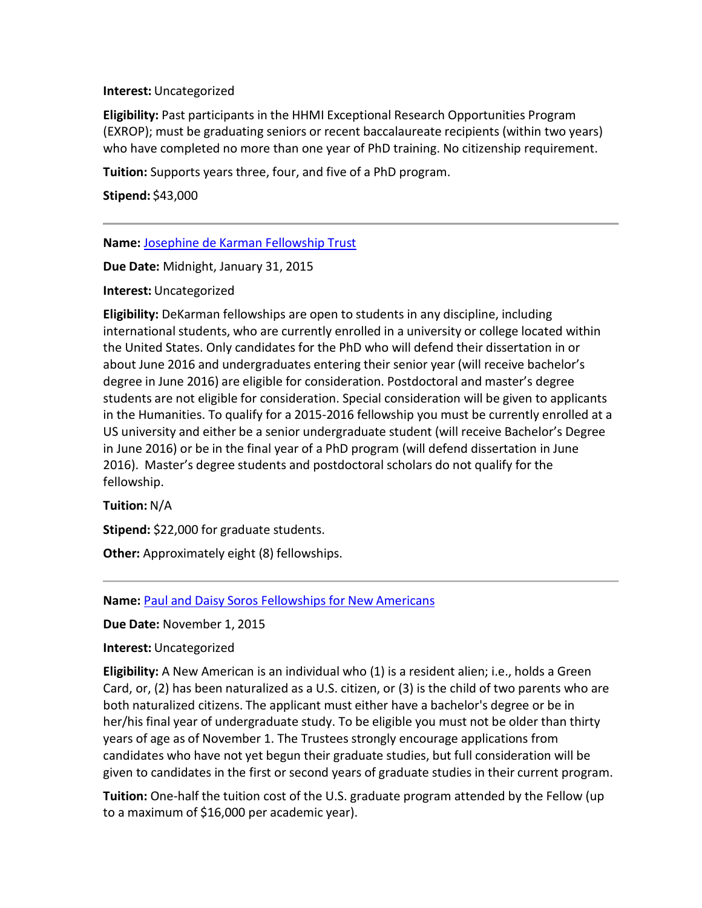**Interest:** Uncategorized

**Eligibility:** Past participants in the HHMI Exceptional Research Opportunities Program (EXROP); must be graduating seniors or recent baccalaureate recipients (within two years) who have completed no more than one year of PhD training. No citizenship requirement.

**Tuition:** Supports years three, four, and five of a PhD program.

**Stipend:** $43,000

---

**Name:** [Josephine de Karman Fellowship Trust]()

**Due Date:** Midnight, January 31, 2015

**Interest:** Uncategorized

**Eligibility:** DeKarman fellowships are open to students in any discipline, including international students, who are currently enrolled in a university or college located within the United States. Only candidates for the PhD who will defend their dissertation in or about June 2016 and undergraduates entering their senior year (will receive bachelor's degree in June 2016) are eligible for consideration. Postdoctoral and master's degree students are not eligible for consideration. Special consideration will be given to applicants in the Humanities. To qualify for a 2015-2016 fellowship you must be currently enrolled at a US university and either be a senior undergraduate student (will receive Bachelor's Degree in June 2016) or be in the final year of a PhD program (will defend dissertation in June 2016). Master's degree students and postdoctoral scholars do not qualify for the fellowship.

**Tuition:** N/A

**Stipend:** $22,000 for graduate students.

**Other:** Approximately eight (8) fellowships.

---

**Name:** [Paul and Daisy Soros Fellowships for New Americans]()

**Due Date:** November 1, 2015

**Interest:** Uncategorized

**Eligibility:** A New American is an individual who (1) is a resident alien; i.e., holds a Green Card, or, (2) has been naturalized as a U.S. citizen, or (3) is the child of two parents who are both naturalized citizens. The applicant must either have a bachelor's degree or be in her/his final year of undergraduate study. To be eligible you must not be older than thirty years of age as of November 1. The Trustees strongly encourage applications from candidates who have not yet begun their graduate studies, but full consideration will be given to candidates in the first or second years of graduate studies in their current program.

**Tuition:** One-half the tuition cost of the U.S. graduate program attended by the Fellow (up to a maximum of $16,000 per academic year).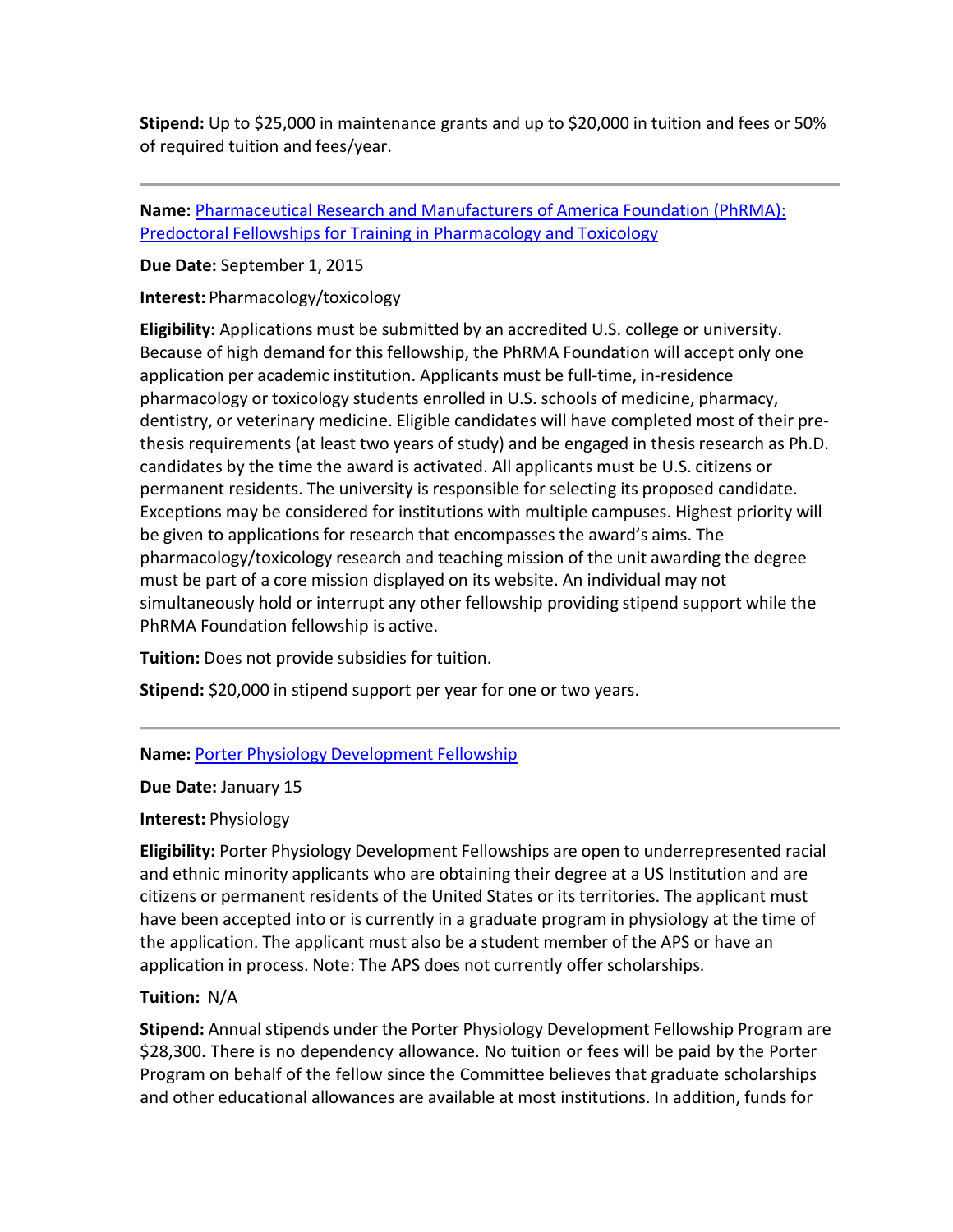**Stipend:** Up to $25,000 in maintenance grants and up to $20,000 in tuition and fees or 50% of required tuition and fees/year.

---

**Name:** [Pharmaceutical Research and Manufacturers of America Foundation (PhRMA): Predoctoral Fellowships for Training in Pharmacology and Toxicology]()

**Due Date:** September 1, 2015

**Interest:** Pharmacology/toxicology

**Eligibility:** Applications must be submitted by an accredited U.S. college or university. Because of high demand for this fellowship, the PhRMA Foundation will accept only one application per academic institution. Applicants must be full-time, in-residence pharmacology or toxicology students enrolled in U.S. schools of medicine, pharmacy, dentistry, or veterinary medicine. Eligible candidates will have completed most of their pre-thesis requirements (at least two years of study) and be engaged in thesis research as Ph.D. candidates by the time the award is activated. All applicants must be U.S. citizens or permanent residents. The university is responsible for selecting its proposed candidate. Exceptions may be considered for institutions with multiple campuses. Highest priority will be given to applications for research that encompasses the award's aims. The pharmacology/toxicology research and teaching mission of the unit awarding the degree must be part of a core mission displayed on its website. An individual may not simultaneously hold or interrupt any other fellowship providing stipend support while the PhRMA Foundation fellowship is active.

**Tuition:** Does not provide subsidies for tuition.

**Stipend:** $20,000 in stipend support per year for one or two years.

---

**Name:** [Porter Physiology Development Fellowship]()

**Due Date:** January 15

**Interest:** Physiology

**Eligibility:** Porter Physiology Development Fellowships are open to underrepresented racial and ethnic minority applicants who are obtaining their degree at a US Institution and are citizens or permanent residents of the United States or its territories. The applicant must have been accepted into or is currently in a graduate program in physiology at the time of the application. The applicant must also be a student member of the APS or have an application in process. Note: The APS does not currently offer scholarships.

**Tuition:** N/A

**Stipend:** Annual stipends under the Porter Physiology Development Fellowship Program are $28,300. There is no dependency allowance. No tuition or fees will be paid by the Porter Program on behalf of the fellow since the Committee believes that graduate scholarships and other educational allowances are available at most institutions. In addition, funds for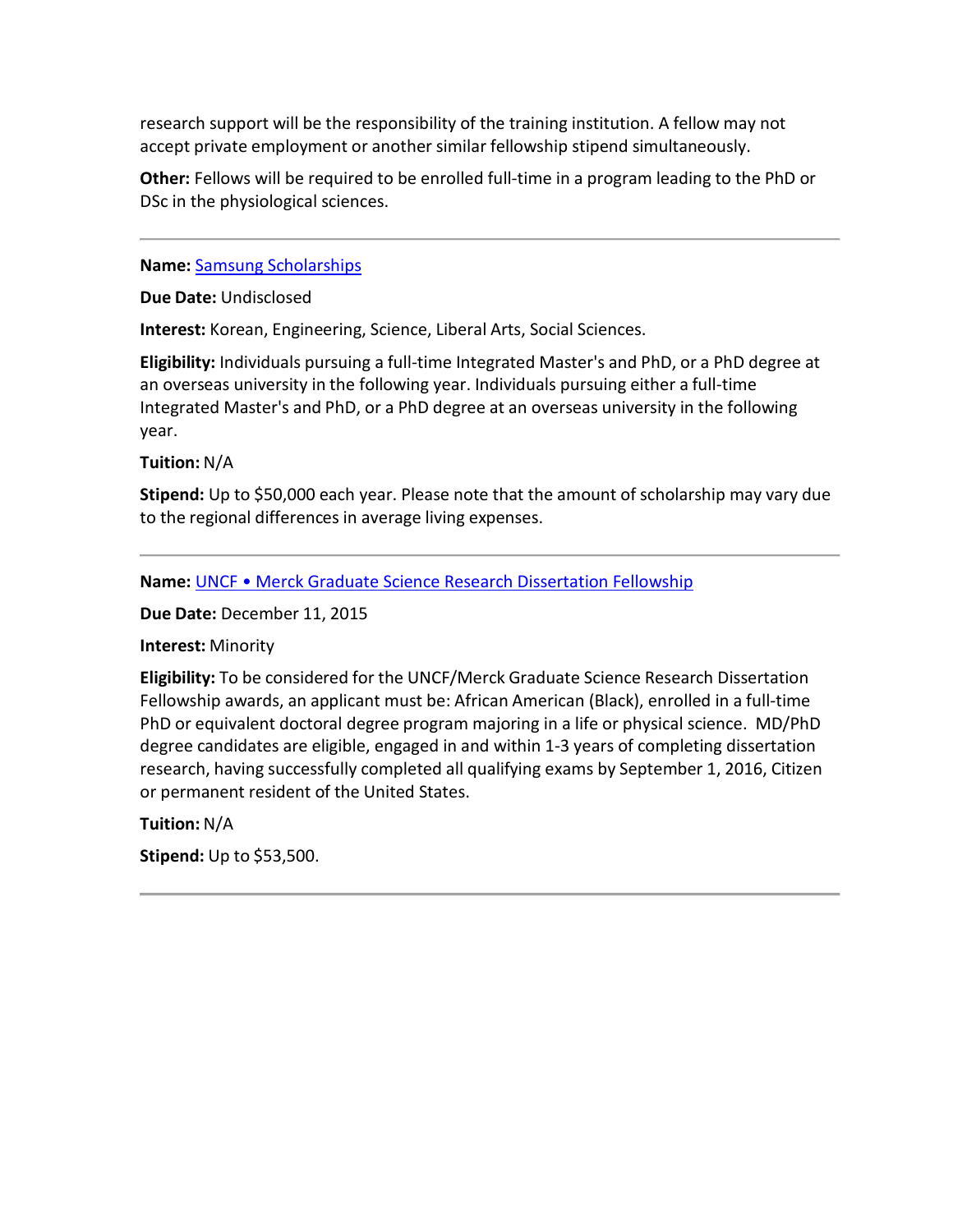research support will be the responsibility of the training institution. A fellow may not accept private employment or another similar fellowship stipend simultaneously.

**Other:** Fellows will be required to be enrolled full-time in a program leading to the PhD or DSc in the physiological sciences.

---

**Name:** Samsung Scholarships

**Due Date:** Undisclosed

**Interest:** Korean, Engineering, Science, Liberal Arts, Social Sciences.

**Eligibility:** Individuals pursuing a full-time Integrated Master's and PhD, or a PhD degree at an overseas university in the following year. Individuals pursuing either a full-time Integrated Master's and PhD, or a PhD degree at an overseas university in the following year.

**Tuition:** N/A

**Stipend:** Up to $50,000 each year. Please note that the amount of scholarship may vary due to the regional differences in average living expenses.

---

**Name:** UNCF • Merck Graduate Science Research Dissertation Fellowship

**Due Date:** December 11, 2015

**Interest:** Minority

**Eligibility:** To be considered for the UNCF/Merck Graduate Science Research Dissertation Fellowship awards, an applicant must be: African American (Black), enrolled in a full-time PhD or equivalent doctoral degree program majoring in a life or physical science. MD/PhD degree candidates are eligible, engaged in and within 1-3 years of completing dissertation research, having successfully completed all qualifying exams by September 1, 2016, Citizen or permanent resident of the United States.

**Tuition:** N/A

**Stipend:** Up to $53,500.

---